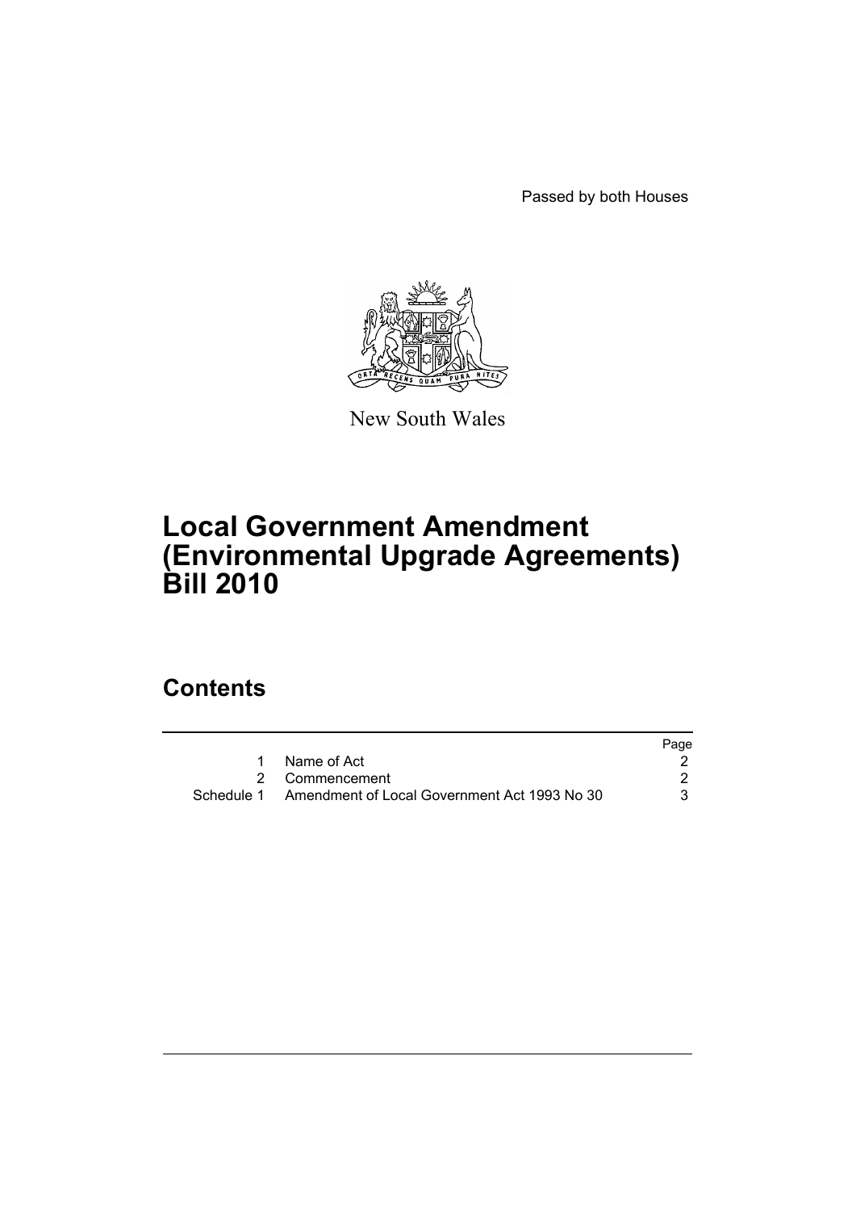Passed by both Houses

New South Wales

# Local Government Amendment (Environmental Upgrade Agreements) Bill 2010

## Contents

| | | Page |
|---|---|---|
| 1 | Name of Act | 2 |
| 2 | Commencement | 2 |
| Schedule 1 | Amendment of Local Government Act 1993 No 30 | 3 |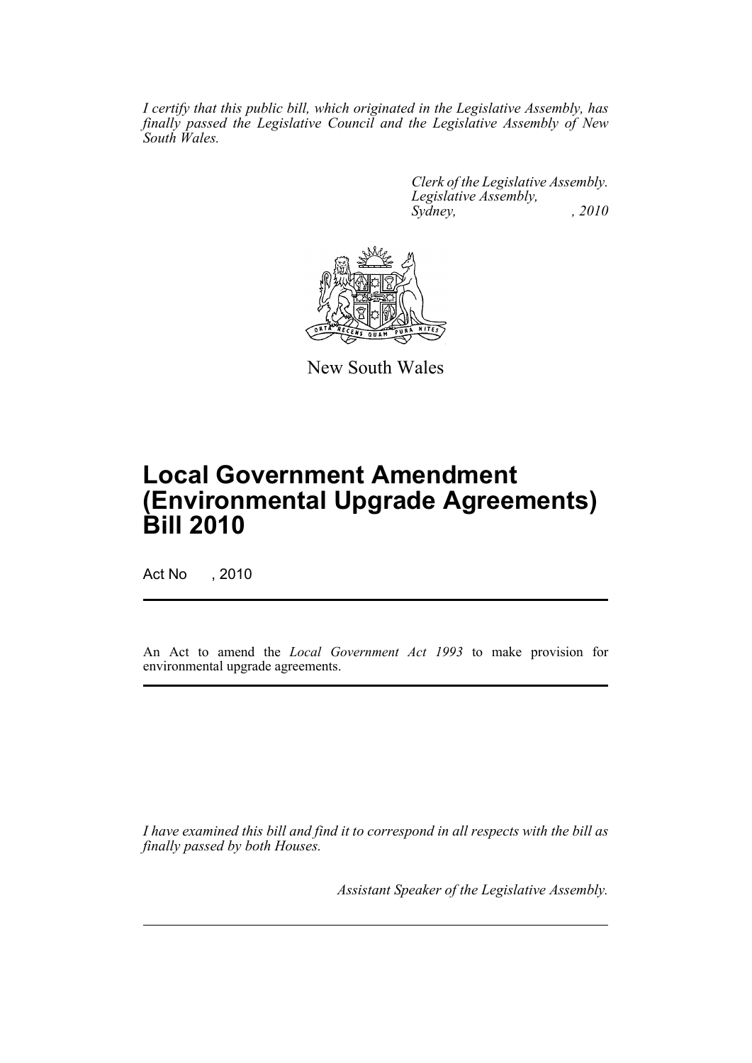*I certify that this public bill, which originated in the Legislative Assembly, has finally passed the Legislative Council and the Legislative Assembly of New South Wales.*

*Clerk of the Legislative Assembly.*
*Legislative Assembly,*
*Sydney, , 2010*

New South Wales

# Local Government Amendment (Environmental Upgrade Agreements) Bill 2010

Act No , 2010

An Act to amend the *Local Government Act 1993* to make provision for environmental upgrade agreements.

*I have examined this bill and find it to correspond in all respects with the bill as finally passed by both Houses.*

*Assistant Speaker of the Legislative Assembly.*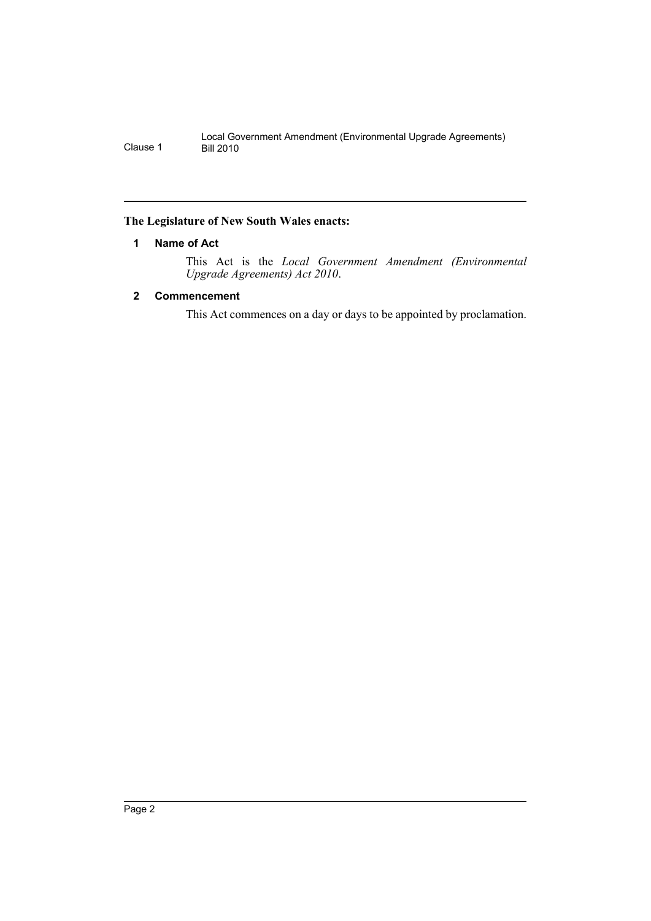**The Legislature of New South Wales enacts:**

## 1 Name of Act

This Act is the *Local Government Amendment (Environmental Upgrade Agreements) Act 2010*.

## 2 Commencement

This Act commences on a day or days to be appointed by proclamation.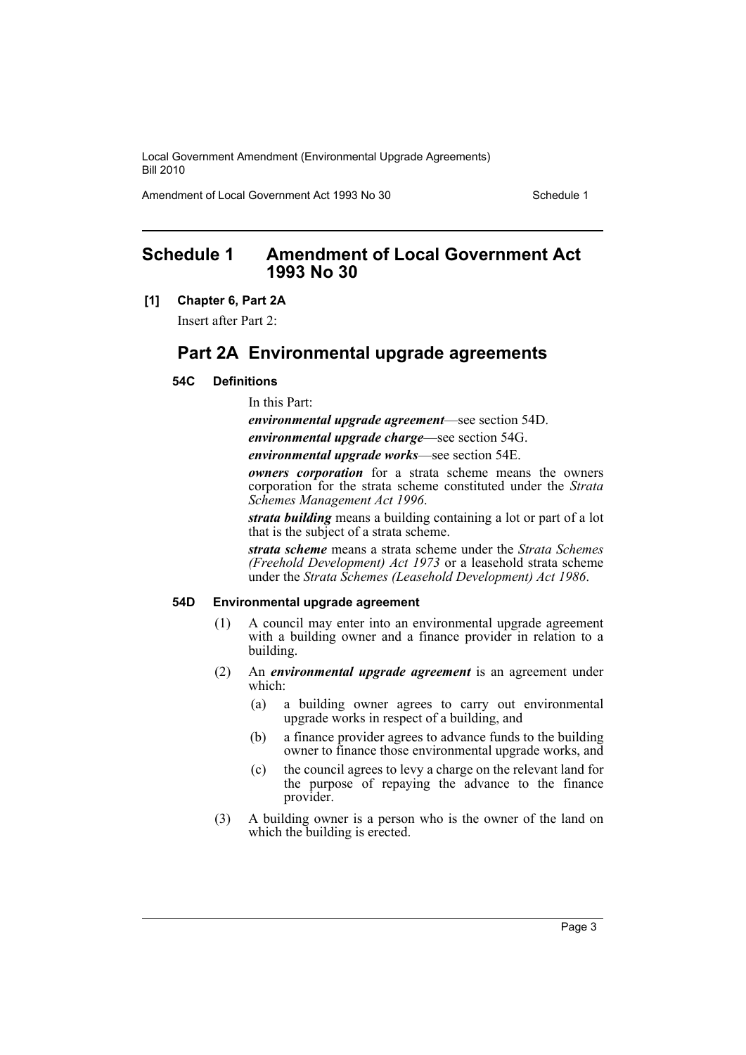## Schedule 1 Amendment of Local Government Act 1993 No 30

**[1] Chapter 6, Part 2A**

Insert after Part 2:

## Part 2A Environmental upgrade agreements

#### 54C Definitions

In this Part:

***environmental upgrade agreement***—see section 54D.

***environmental upgrade charge***—see section 54G.

***environmental upgrade works***—see section 54E.

***owners corporation*** for a strata scheme means the owners corporation for the strata scheme constituted under the *Strata Schemes Management Act 1996*.

***strata building*** means a building containing a lot or part of a lot that is the subject of a strata scheme.

***strata scheme*** means a strata scheme under the *Strata Schemes (Freehold Development) Act 1973* or a leasehold strata scheme under the *Strata Schemes (Leasehold Development) Act 1986*.

#### 54D Environmental upgrade agreement

(1) A council may enter into an environmental upgrade agreement with a building owner and a finance provider in relation to a building.

(2) An ***environmental upgrade agreement*** is an agreement under which:

(a) a building owner agrees to carry out environmental upgrade works in respect of a building, and

(b) a finance provider agrees to advance funds to the building owner to finance those environmental upgrade works, and

(c) the council agrees to levy a charge on the relevant land for the purpose of repaying the advance to the finance provider.

(3) A building owner is a person who is the owner of the land on which the building is erected.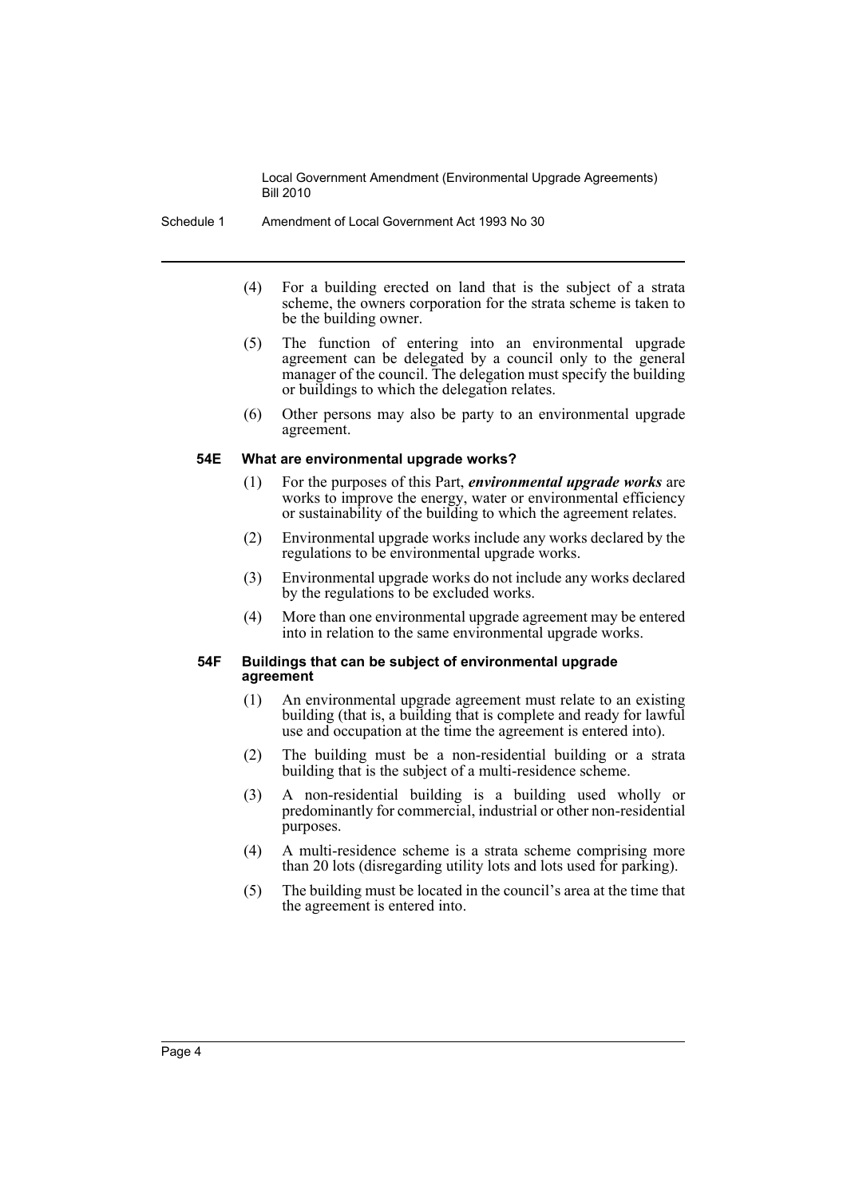(4) For a building erected on land that is the subject of a strata scheme, the owners corporation for the strata scheme is taken to be the building owner.

(5) The function of entering into an environmental upgrade agreement can be delegated by a council only to the general manager of the council. The delegation must specify the building or buildings to which the delegation relates.

(6) Other persons may also be party to an environmental upgrade agreement.

#### 54E What are environmental upgrade works?

(1) For the purposes of this Part, ***environmental upgrade works*** are works to improve the energy, water or environmental efficiency or sustainability of the building to which the agreement relates.

(2) Environmental upgrade works include any works declared by the regulations to be environmental upgrade works.

(3) Environmental upgrade works do not include any works declared by the regulations to be excluded works.

(4) More than one environmental upgrade agreement may be entered into in relation to the same environmental upgrade works.

#### 54F Buildings that can be subject of environmental upgrade agreement

(1) An environmental upgrade agreement must relate to an existing building (that is, a building that is complete and ready for lawful use and occupation at the time the agreement is entered into).

(2) The building must be a non-residential building or a strata building that is the subject of a multi-residence scheme.

(3) A non-residential building is a building used wholly or predominantly for commercial, industrial or other non-residential purposes.

(4) A multi-residence scheme is a strata scheme comprising more than 20 lots (disregarding utility lots and lots used for parking).

(5) The building must be located in the council's area at the time that the agreement is entered into.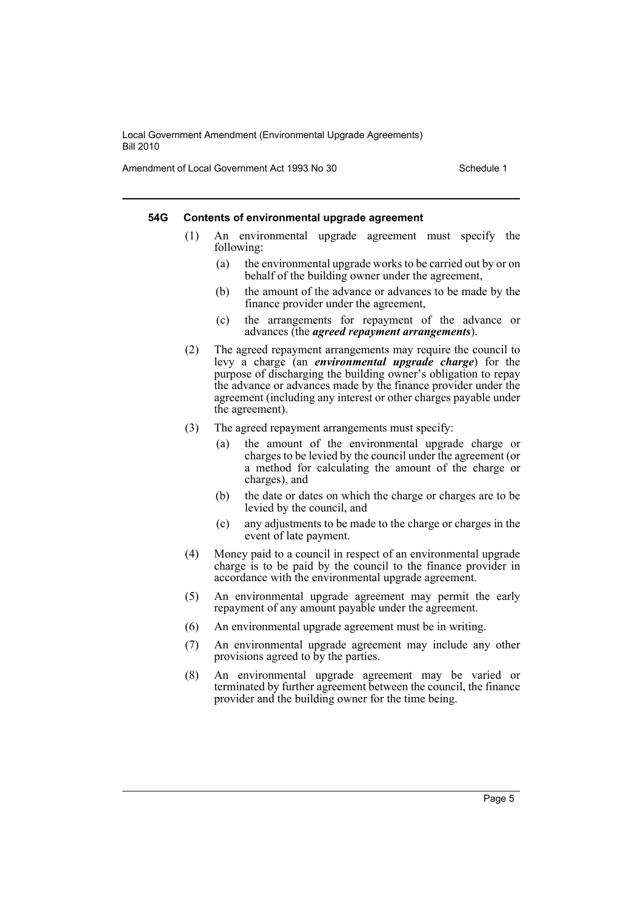#### 54G Contents of environmental upgrade agreement

(1) An environmental upgrade agreement must specify the following:

- (a) the environmental upgrade works to be carried out by or on behalf of the building owner under the agreement,
- (b) the amount of the advance or advances to be made by the finance provider under the agreement,
- (c) the arrangements for repayment of the advance or advances (the ***agreed repayment arrangements***).

(2) The agreed repayment arrangements may require the council to levy a charge (an ***environmental upgrade charge***) for the purpose of discharging the building owner's obligation to repay the advance or advances made by the finance provider under the agreement (including any interest or other charges payable under the agreement).

(3) The agreed repayment arrangements must specify:

- (a) the amount of the environmental upgrade charge or charges to be levied by the council under the agreement (or a method for calculating the amount of the charge or charges), and
- (b) the date or dates on which the charge or charges are to be levied by the council, and
- (c) any adjustments to be made to the charge or charges in the event of late payment.

(4) Money paid to a council in respect of an environmental upgrade charge is to be paid by the council to the finance provider in accordance with the environmental upgrade agreement.

(5) An environmental upgrade agreement may permit the early repayment of any amount payable under the agreement.

(6) An environmental upgrade agreement must be in writing.

(7) An environmental upgrade agreement may include any other provisions agreed to by the parties.

(8) An environmental upgrade agreement may be varied or terminated by further agreement between the council, the finance provider and the building owner for the time being.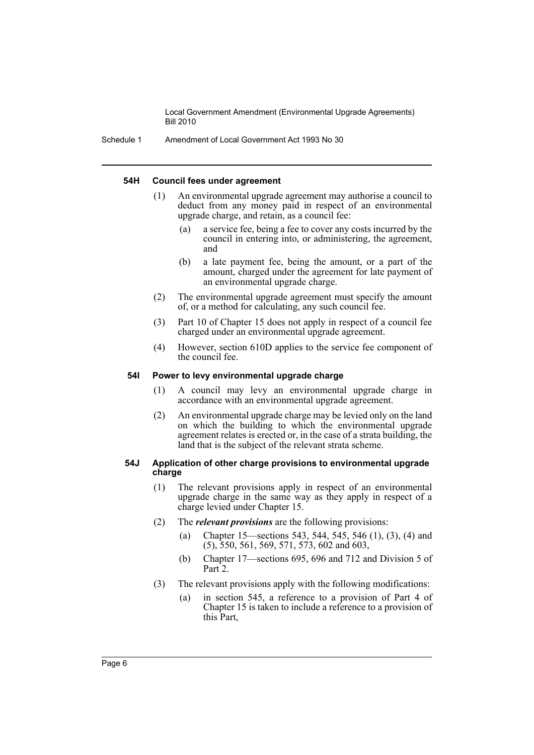#### 54H Council fees under agreement

(1) An environmental upgrade agreement may authorise a council to deduct from any money paid in respect of an environmental upgrade charge, and retain, as a council fee:

(a) a service fee, being a fee to cover any costs incurred by the council in entering into, or administering, the agreement, and

(b) a late payment fee, being the amount, or a part of the amount, charged under the agreement for late payment of an environmental upgrade charge.

(2) The environmental upgrade agreement must specify the amount of, or a method for calculating, any such council fee.

(3) Part 10 of Chapter 15 does not apply in respect of a council fee charged under an environmental upgrade agreement.

(4) However, section 610D applies to the service fee component of the council fee.

#### 54I Power to levy environmental upgrade charge

(1) A council may levy an environmental upgrade charge in accordance with an environmental upgrade agreement.

(2) An environmental upgrade charge may be levied only on the land on which the building to which the environmental upgrade agreement relates is erected or, in the case of a strata building, the land that is the subject of the relevant strata scheme.

#### 54J Application of other charge provisions to environmental upgrade charge

(1) The relevant provisions apply in respect of an environmental upgrade charge in the same way as they apply in respect of a charge levied under Chapter 15.

(2) The ***relevant provisions*** are the following provisions:

(a) Chapter 15—sections 543, 544, 545, 546 (1), (3), (4) and (5), 550, 561, 569, 571, 573, 602 and 603,

(b) Chapter 17—sections 695, 696 and 712 and Division 5 of Part 2.

(3) The relevant provisions apply with the following modifications:

(a) in section 545, a reference to a provision of Part 4 of Chapter 15 is taken to include a reference to a provision of this Part,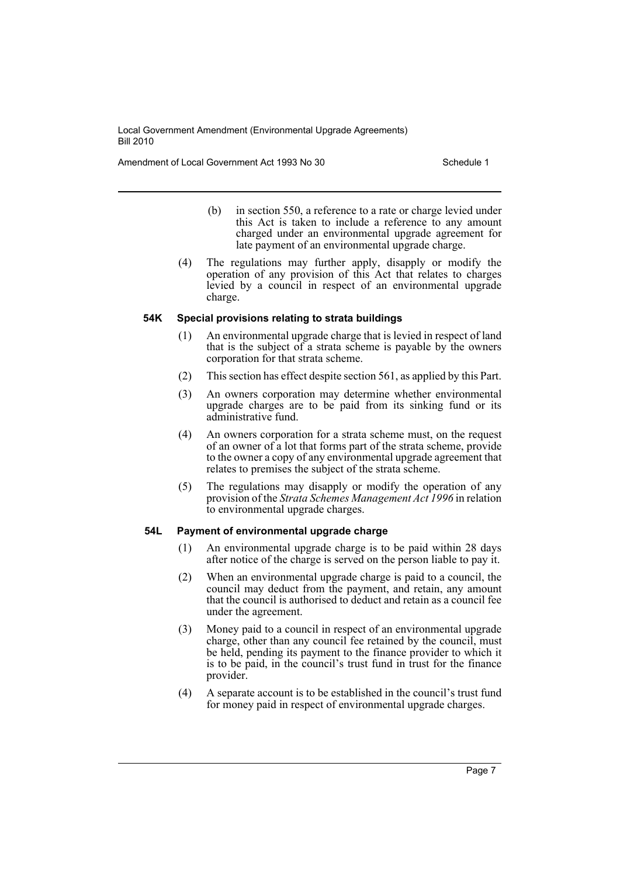(b) in section 550, a reference to a rate or charge levied under this Act is taken to include a reference to any amount charged under an environmental upgrade agreement for late payment of an environmental upgrade charge.

(4) The regulations may further apply, disapply or modify the operation of any provision of this Act that relates to charges levied by a council in respect of an environmental upgrade charge.

#### 54K Special provisions relating to strata buildings

(1) An environmental upgrade charge that is levied in respect of land that is the subject of a strata scheme is payable by the owners corporation for that strata scheme.

(2) This section has effect despite section 561, as applied by this Part.

(3) An owners corporation may determine whether environmental upgrade charges are to be paid from its sinking fund or its administrative fund.

(4) An owners corporation for a strata scheme must, on the request of an owner of a lot that forms part of the strata scheme, provide to the owner a copy of any environmental upgrade agreement that relates to premises the subject of the strata scheme.

(5) The regulations may disapply or modify the operation of any provision of the *Strata Schemes Management Act 1996* in relation to environmental upgrade charges.

#### 54L Payment of environmental upgrade charge

(1) An environmental upgrade charge is to be paid within 28 days after notice of the charge is served on the person liable to pay it.

(2) When an environmental upgrade charge is paid to a council, the council may deduct from the payment, and retain, any amount that the council is authorised to deduct and retain as a council fee under the agreement.

(3) Money paid to a council in respect of an environmental upgrade charge, other than any council fee retained by the council, must be held, pending its payment to the finance provider to which it is to be paid, in the council's trust fund in trust for the finance provider.

(4) A separate account is to be established in the council's trust fund for money paid in respect of environmental upgrade charges.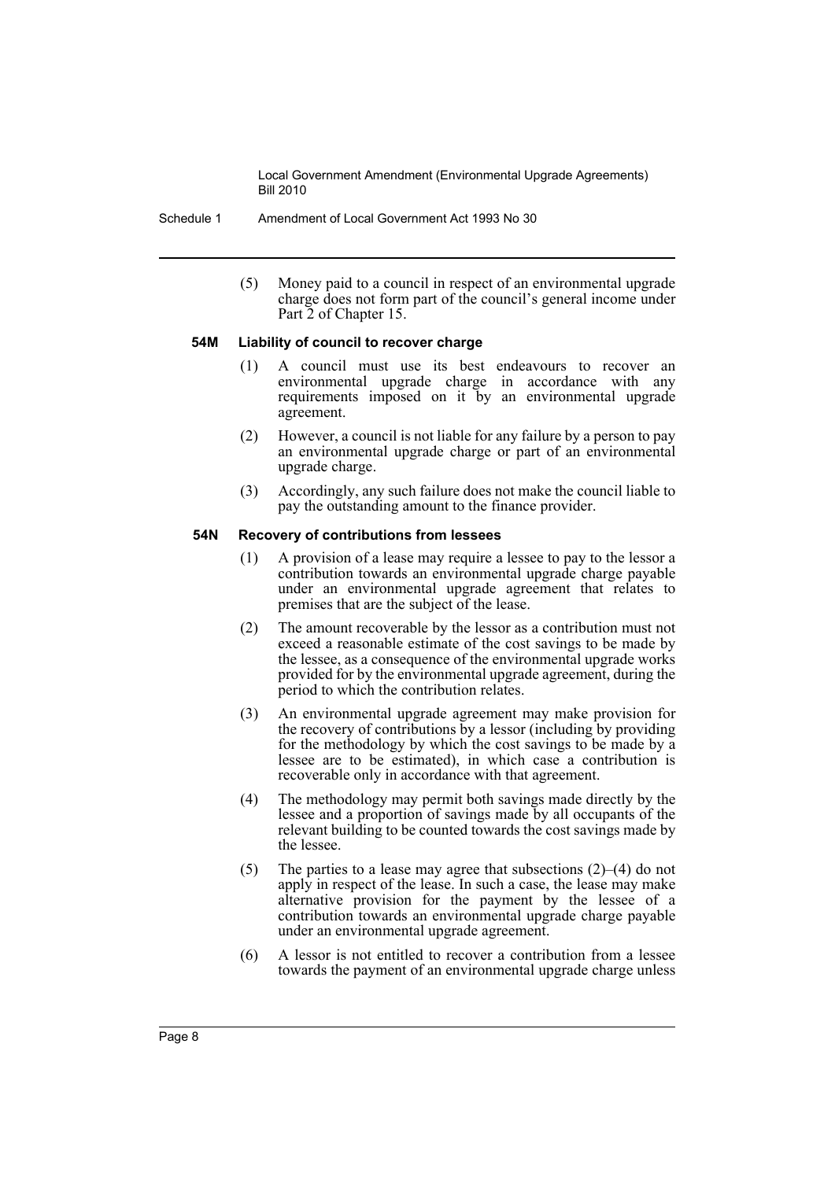(5) Money paid to a council in respect of an environmental upgrade charge does not form part of the council's general income under Part 2 of Chapter 15.

#### 54M Liability of council to recover charge

(1) A council must use its best endeavours to recover an environmental upgrade charge in accordance with any requirements imposed on it by an environmental upgrade agreement.

(2) However, a council is not liable for any failure by a person to pay an environmental upgrade charge or part of an environmental upgrade charge.

(3) Accordingly, any such failure does not make the council liable to pay the outstanding amount to the finance provider.

#### 54N Recovery of contributions from lessees

(1) A provision of a lease may require a lessee to pay to the lessor a contribution towards an environmental upgrade charge payable under an environmental upgrade agreement that relates to premises that are the subject of the lease.

(2) The amount recoverable by the lessor as a contribution must not exceed a reasonable estimate of the cost savings to be made by the lessee, as a consequence of the environmental upgrade works provided for by the environmental upgrade agreement, during the period to which the contribution relates.

(3) An environmental upgrade agreement may make provision for the recovery of contributions by a lessor (including by providing for the methodology by which the cost savings to be made by a lessee are to be estimated), in which case a contribution is recoverable only in accordance with that agreement.

(4) The methodology may permit both savings made directly by the lessee and a proportion of savings made by all occupants of the relevant building to be counted towards the cost savings made by the lessee.

(5) The parties to a lease may agree that subsections (2)–(4) do not apply in respect of the lease. In such a case, the lease may make alternative provision for the payment by the lessee of a contribution towards an environmental upgrade charge payable under an environmental upgrade agreement.

(6) A lessor is not entitled to recover a contribution from a lessee towards the payment of an environmental upgrade charge unless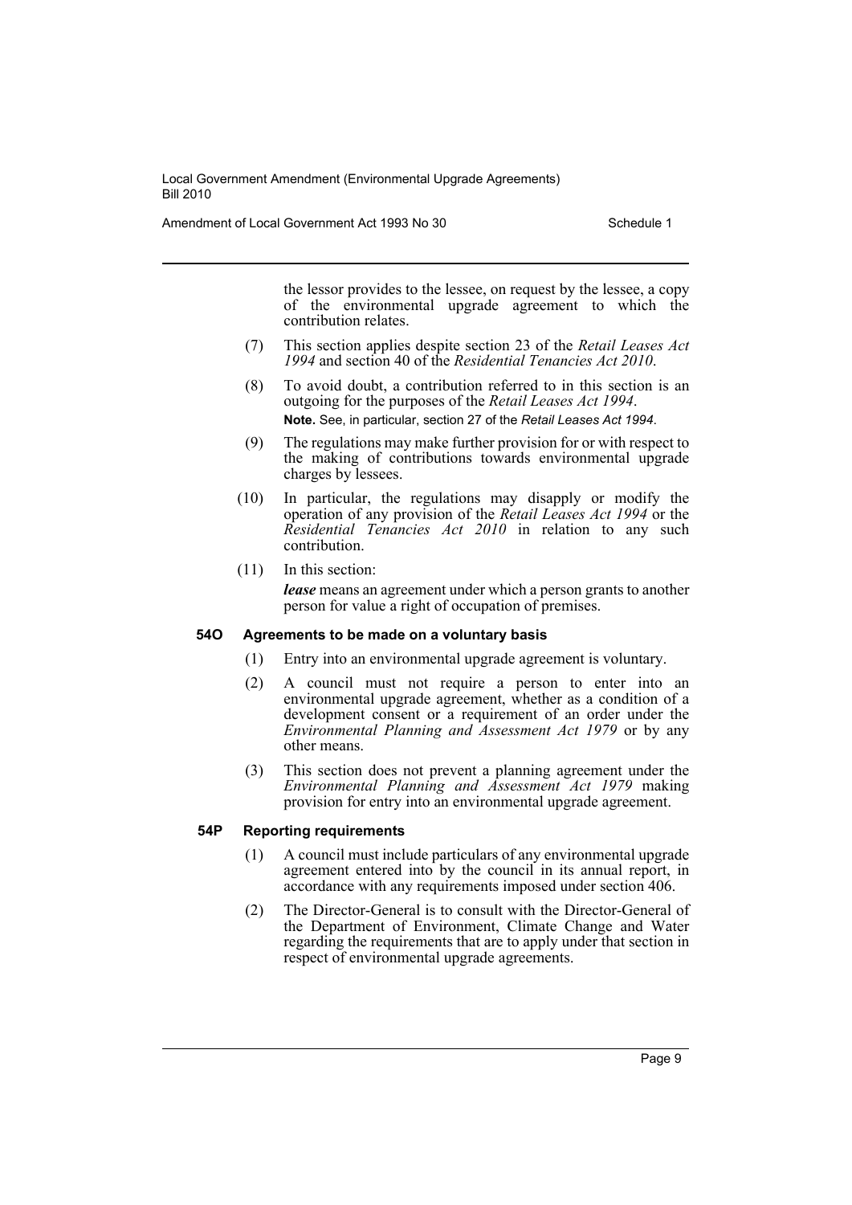the lessor provides to the lessee, on request by the lessee, a copy of the environmental upgrade agreement to which the contribution relates.

(7) This section applies despite section 23 of the *Retail Leases Act 1994* and section 40 of the *Residential Tenancies Act 2010*.

(8) To avoid doubt, a contribution referred to in this section is an outgoing for the purposes of the *Retail Leases Act 1994*.

**Note.** See, in particular, section 27 of the *Retail Leases Act 1994*.

(9) The regulations may make further provision for or with respect to the making of contributions towards environmental upgrade charges by lessees.

(10) In particular, the regulations may disapply or modify the operation of any provision of the *Retail Leases Act 1994* or the *Residential Tenancies Act 2010* in relation to any such contribution.

(11) In this section:

***lease*** means an agreement under which a person grants to another person for value a right of occupation of premises.

#### 54O Agreements to be made on a voluntary basis

(1) Entry into an environmental upgrade agreement is voluntary.

(2) A council must not require a person to enter into an environmental upgrade agreement, whether as a condition of a development consent or a requirement of an order under the *Environmental Planning and Assessment Act 1979* or by any other means.

(3) This section does not prevent a planning agreement under the *Environmental Planning and Assessment Act 1979* making provision for entry into an environmental upgrade agreement.

#### 54P Reporting requirements

(1) A council must include particulars of any environmental upgrade agreement entered into by the council in its annual report, in accordance with any requirements imposed under section 406.

(2) The Director-General is to consult with the Director-General of the Department of Environment, Climate Change and Water regarding the requirements that are to apply under that section in respect of environmental upgrade agreements.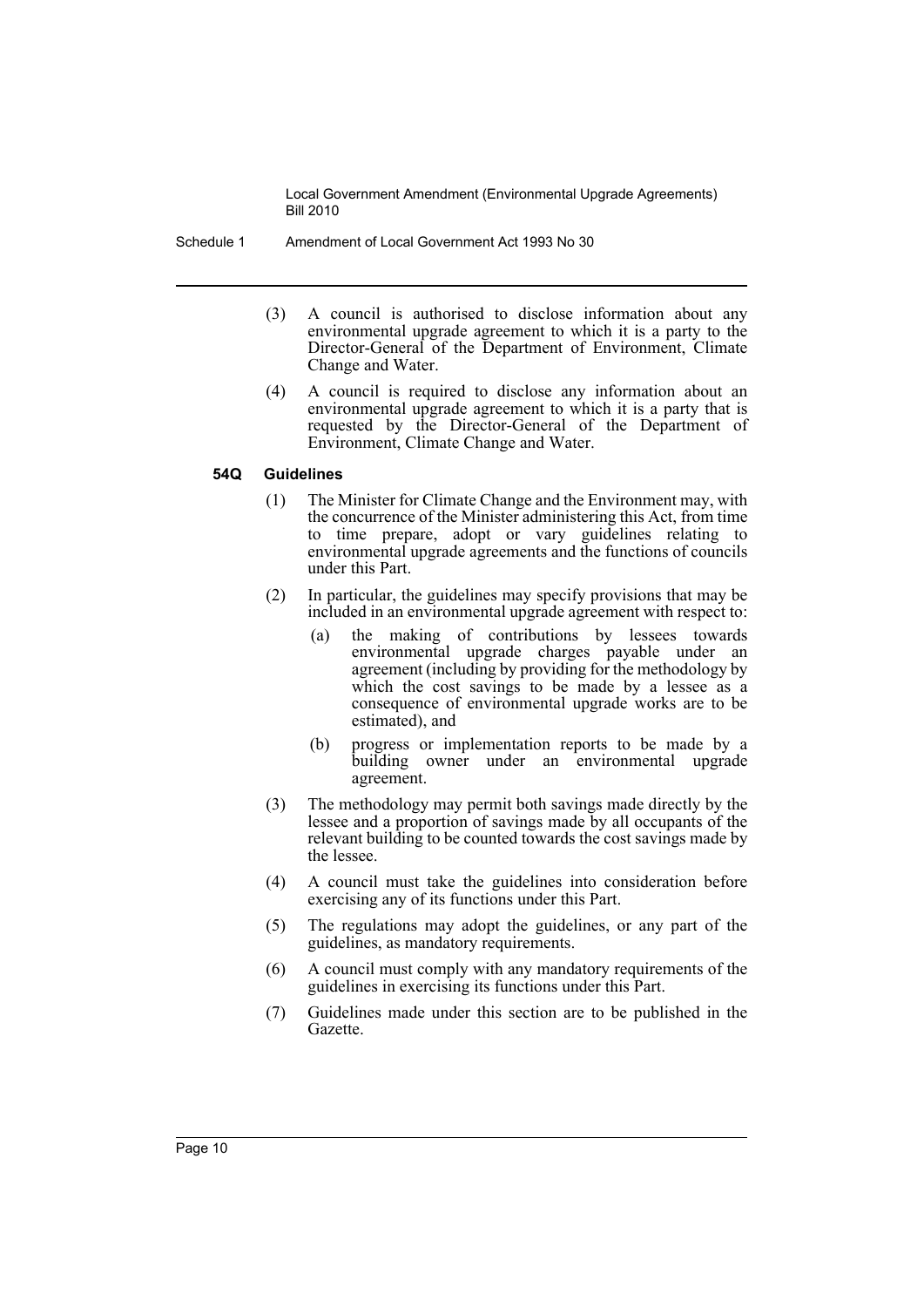(3) A council is authorised to disclose information about any environmental upgrade agreement to which it is a party to the Director-General of the Department of Environment, Climate Change and Water.

(4) A council is required to disclose any information about an environmental upgrade agreement to which it is a party that is requested by the Director-General of the Department of Environment, Climate Change and Water.

#### 54Q Guidelines

(1) The Minister for Climate Change and the Environment may, with the concurrence of the Minister administering this Act, from time to time prepare, adopt or vary guidelines relating to environmental upgrade agreements and the functions of councils under this Part.

(2) In particular, the guidelines may specify provisions that may be included in an environmental upgrade agreement with respect to:

- (a) the making of contributions by lessees towards environmental upgrade charges payable under an agreement (including by providing for the methodology by which the cost savings to be made by a lessee as a consequence of environmental upgrade works are to be estimated), and
- (b) progress or implementation reports to be made by a building owner under an environmental upgrade agreement.

(3) The methodology may permit both savings made directly by the lessee and a proportion of savings made by all occupants of the relevant building to be counted towards the cost savings made by the lessee.

(4) A council must take the guidelines into consideration before exercising any of its functions under this Part.

(5) The regulations may adopt the guidelines, or any part of the guidelines, as mandatory requirements.

(6) A council must comply with any mandatory requirements of the guidelines in exercising its functions under this Part.

(7) Guidelines made under this section are to be published in the Gazette.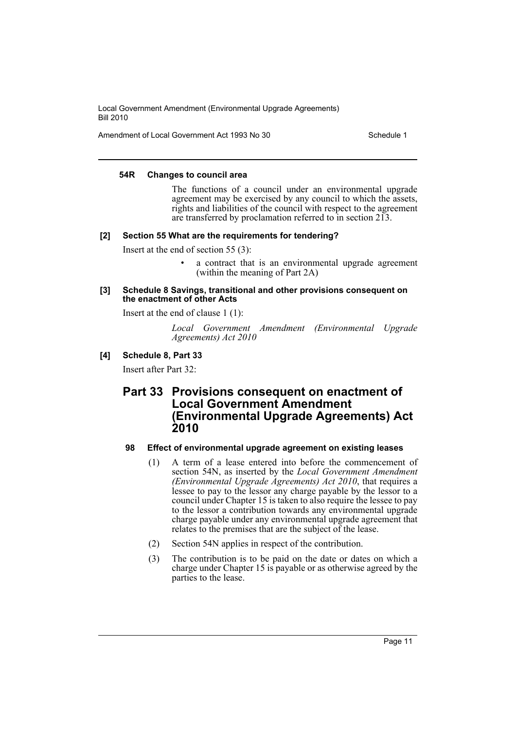#### 54R Changes to council area

The functions of a council under an environmental upgrade agreement may be exercised by any council to which the assets, rights and liabilities of the council with respect to the agreement are transferred by proclamation referred to in section 213.

### [2] Section 55 What are the requirements for tendering?

Insert at the end of section 55 (3):

- a contract that is an environmental upgrade agreement (within the meaning of Part 2A)

### [3] Schedule 8 Savings, transitional and other provisions consequent on the enactment of other Acts

Insert at the end of clause 1 (1):

*Local Government Amendment (Environmental Upgrade Agreements) Act 2010*

### [4] Schedule 8, Part 33

Insert after Part 32:

## Part 33 Provisions consequent on enactment of Local Government Amendment (Environmental Upgrade Agreements) Act 2010

#### 98 Effect of environmental upgrade agreement on existing leases

(1) A term of a lease entered into before the commencement of section 54N, as inserted by the *Local Government Amendment (Environmental Upgrade Agreements) Act 2010*, that requires a lessee to pay to the lessor any charge payable by the lessor to a council under Chapter 15 is taken to also require the lessee to pay to the lessor a contribution towards any environmental upgrade charge payable under any environmental upgrade agreement that relates to the premises that are the subject of the lease.

(2) Section 54N applies in respect of the contribution.

(3) The contribution is to be paid on the date or dates on which a charge under Chapter 15 is payable or as otherwise agreed by the parties to the lease.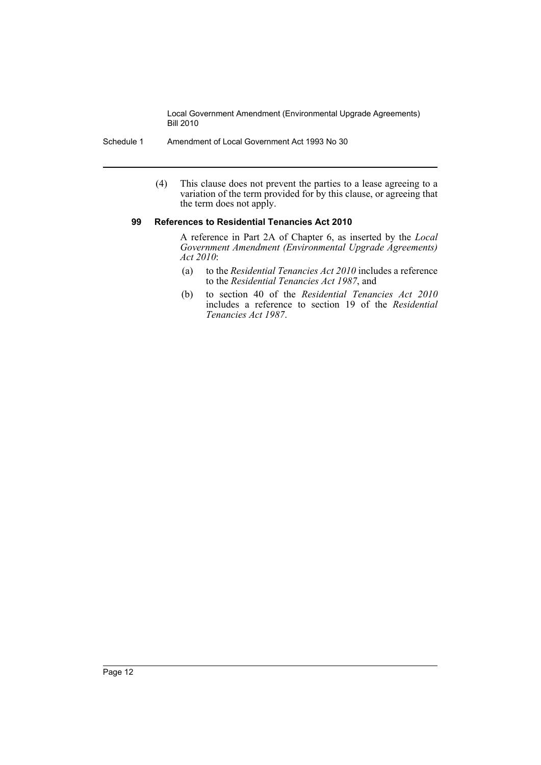(4) This clause does not prevent the parties to a lease agreeing to a variation of the term provided for by this clause, or agreeing that the term does not apply.

#### 99 References to Residential Tenancies Act 2010

A reference in Part 2A of Chapter 6, as inserted by the *Local Government Amendment (Environmental Upgrade Agreements) Act 2010*:

- (a) to the *Residential Tenancies Act 2010* includes a reference to the *Residential Tenancies Act 1987*, and
- (b) to section 40 of the *Residential Tenancies Act 2010* includes a reference to section 19 of the *Residential Tenancies Act 1987*.